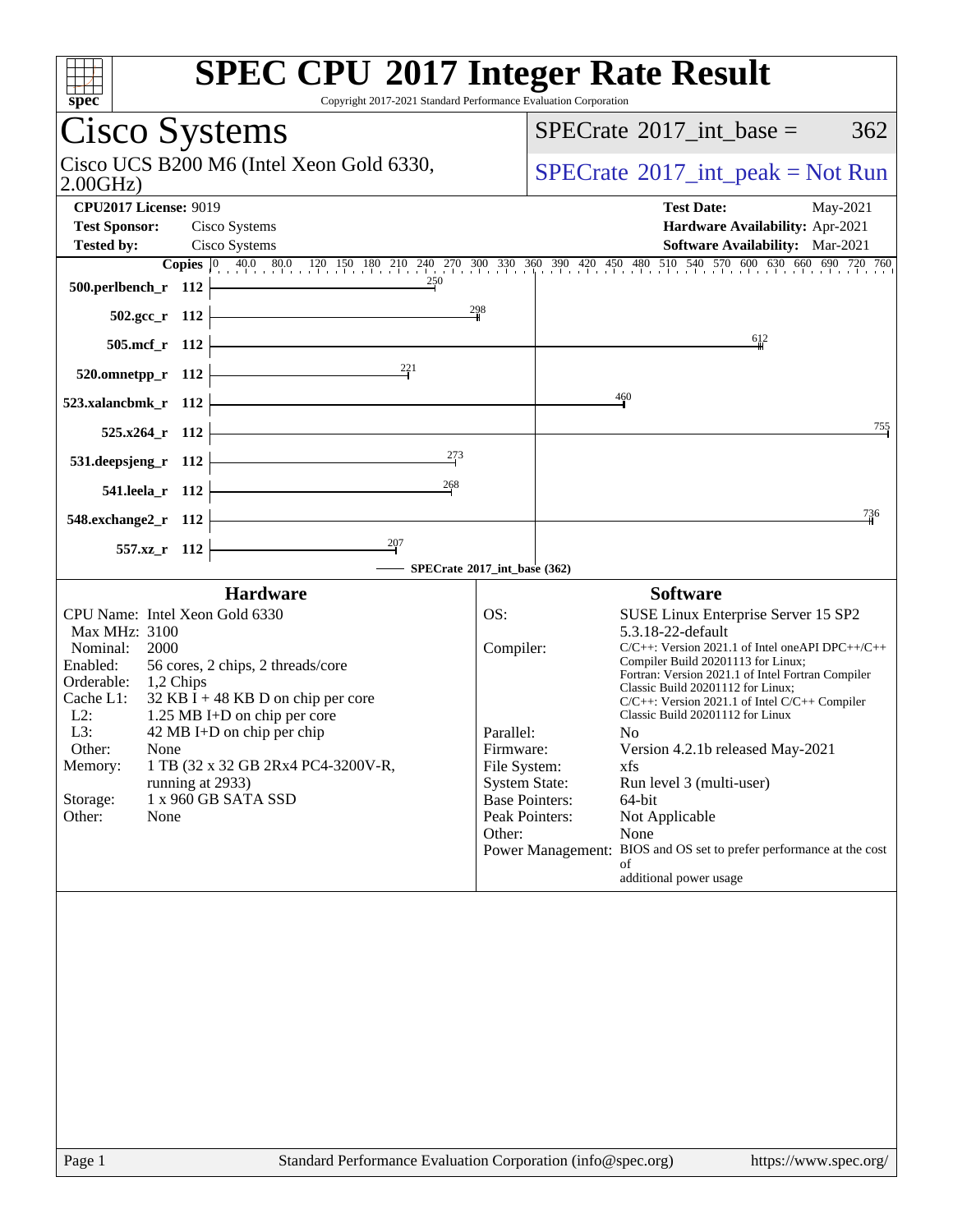# SPEC CPU 2017 Integer Rate Result

Copyright 2017-2021 Standard Performance Evaluation Corporation

## Cisco Systems

Cisco UCS B200 M6 (Intel Xeon Gold 6330, 2.00GHz)

SPECrate 2017_int_base = 362

SPECrate 2017_int_peak = Not Run

**CPU2017 License:** 9019
**Test Sponsor:** Cisco Systems
**Tested by:** Cisco Systems

**Test Date:** May-2021
**Hardware Availability:** Apr-2021
**Software Availability:** Mar-2021

| Benchmark | Copies | SPECrate 2017_int_base |
|---|---|---|
| 500.perlbench_r | 112 | 250 |
| 502.gcc_r | 112 | 298 |
| 505.mcf_r | 112 | 612 |
| 520.omnetpp_r | 112 | 221 |
| 523.xalancbmk_r | 112 | 460 |
| 525.x264_r | 112 | 755 |
| 531.deepsjeng_r | 112 | 273 |
| 541.leela_r | 112 | 268 |
| 548.exchange2_r | 112 | 736 |
| 557.xz_r | 112 | 207 |

SPECrate 2017_int_base (362)

### Hardware

- CPU Name: Intel Xeon Gold 6330
- Max MHz: 3100
- Nominal: 2000
- Enabled: 56 cores, 2 chips, 2 threads/core
- Orderable: 1,2 Chips
- Cache L1: 32 KB I + 48 KB D on chip per core
- L2: 1.25 MB I+D on chip per core
- L3: 42 MB I+D on chip per chip
- Other: None
- Memory: 1 TB (32 x 32 GB 2Rx4 PC4-3200V-R, running at 2933)
- Storage: 1 x 960 GB SATA SSD
- Other: None

### Software

- OS: SUSE Linux Enterprise Server 15 SP2 5.3.18-22-default
- Compiler: C/C++: Version 2021.1 of Intel oneAPI DPC++/C++ Compiler Build 20201113 for Linux; Fortran: Version 2021.1 of Intel Fortran Compiler Classic Build 20201112 for Linux; C/C++: Version 2021.1 of Intel C/C++ Compiler Classic Build 20201112 for Linux
- Parallel: No
- Firmware: Version 4.2.1b released May-2021
- File System: xfs
- System State: Run level 3 (multi-user)
- Base Pointers: 64-bit
- Peak Pointers: Not Applicable
- Other: None
- Power Management: BIOS and OS set to prefer performance at the cost of additional power usage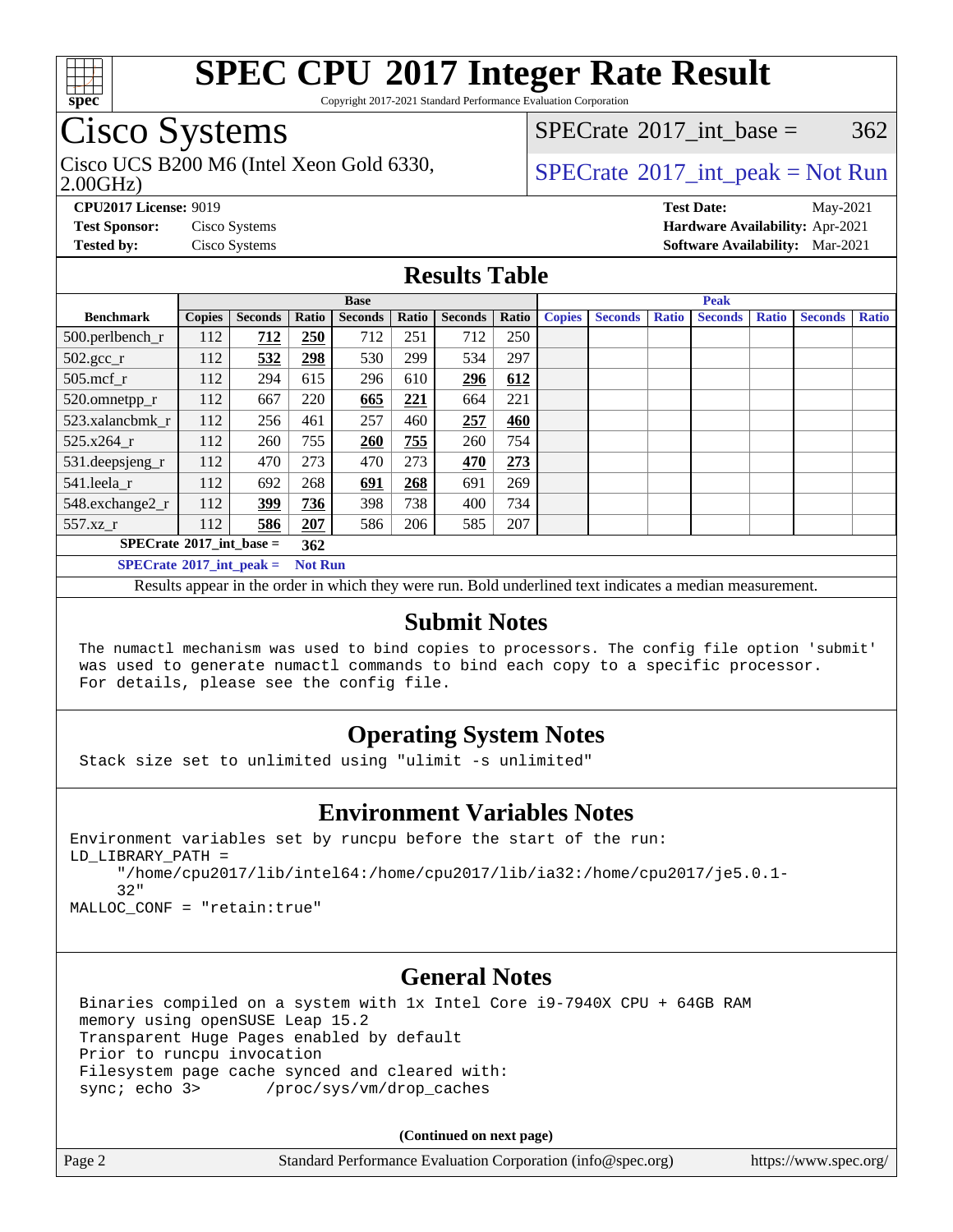# SPEC CPU 2017 Integer Rate Result

Copyright 2017-2021 Standard Performance Evaluation Corporation

## Cisco Systems

Cisco UCS B200 M6 (Intel Xeon Gold 6330, 2.00GHz)

SPECrate 2017_int_base = 362

SPECrate 2017_int_peak = Not Run

**CPU2017 License:** 9019
**Test Sponsor:** Cisco Systems
**Tested by:** Cisco Systems

**Test Date:** May-2021
**Hardware Availability:** Apr-2021
**Software Availability:** Mar-2021

## Results Table

| Benchmark | Base | | | | | | | Peak | | | | | | |
|---|---|---|---|---|---|---|---|---|---|---|---|---|---|---|
| | Copies | Seconds | Ratio | Seconds | Ratio | Seconds | Ratio | Copies | Seconds | Ratio | Seconds | Ratio | Seconds | Ratio |
| 500.perlbench_r | 112 | **712** | **250** | 712 | 251 | 712 | 250 | | | | | | | |
| 502.gcc_r | 112 | **532** | **298** | 530 | 299 | 534 | 297 | | | | | | | |
| 505.mcf_r | 112 | 294 | 615 | 296 | 610 | **296** | **612** | | | | | | | |
| 520.omnetpp_r | 112 | 667 | 220 | **665** | **221** | 664 | 221 | | | | | | | |
| 523.xalancbmk_r | 112 | 256 | 461 | 257 | 460 | **257** | **460** | | | | | | | |
| 525.x264_r | 112 | 260 | 755 | **260** | **755** | 260 | 754 | | | | | | | |
| 531.deepsjeng_r | 112 | 470 | 273 | 470 | 273 | **470** | **273** | | | | | | | |
| 541.leela_r | 112 | 692 | 268 | **691** | **268** | 691 | 269 | | | | | | | |
| 548.exchange2_r | 112 | **399** | **736** | 398 | 738 | 400 | 734 | | | | | | | |
| 557.xz_r | 112 | **586** | **207** | 586 | 206 | 585 | 207 | | | | | | | |

**SPECrate 2017_int_base = 362**

**SPECrate 2017_int_peak = Not Run**

Results appear in the order in which they were run. Bold underlined text indicates a median measurement.

## Submit Notes

```
The numactl mechanism was used to bind copies to processors. The config file option 'submit'
was used to generate numactl commands to bind each copy to a specific processor.
For details, please see the config file.
```

## Operating System Notes

```
Stack size set to unlimited using "ulimit -s unlimited"
```

## Environment Variables Notes

```
Environment variables set by runcpu before the start of the run:
LD_LIBRARY_PATH =
     "/home/cpu2017/lib/intel64:/home/cpu2017/lib/ia32:/home/cpu2017/je5.0.1-
     32"
MALLOC_CONF = "retain:true"
```

## General Notes

```
Binaries compiled on a system with 1x Intel Core i9-7940X CPU + 64GB RAM
memory using openSUSE Leap 15.2
Transparent Huge Pages enabled by default
Prior to runcpu invocation
Filesystem page cache synced and cleared with:
sync; echo 3>       /proc/sys/vm/drop_caches
```

**(Continued on next page)**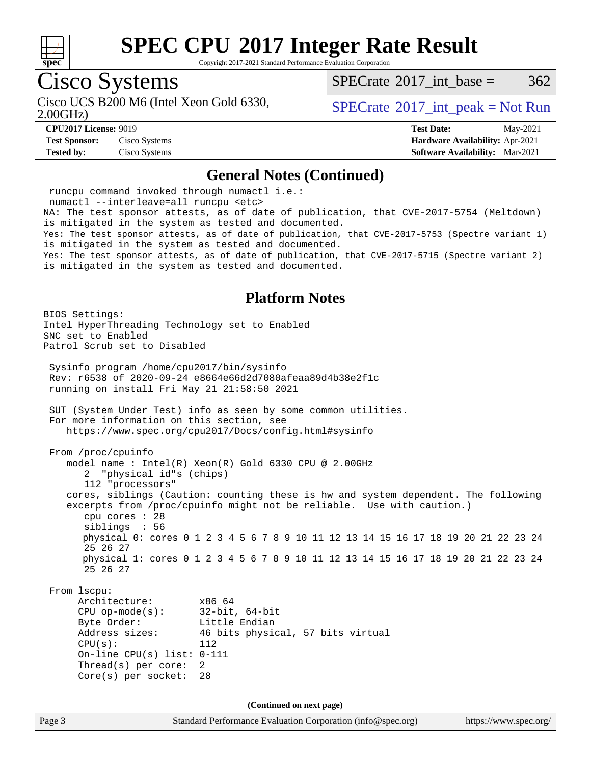# SPEC CPU 2017 Integer Rate Result

Copyright 2017-2021 Standard Performance Evaluation Corporation

## Cisco Systems

Cisco UCS B200 M6 (Intel Xeon Gold 6330, 2.00GHz)

SPECrate 2017_int_base = 362

SPECrate 2017_int_peak = Not Run

**CPU2017 License:** 9019
**Test Sponsor:** Cisco Systems
**Tested by:** Cisco Systems

**Test Date:** May-2021
**Hardware Availability:** Apr-2021
**Software Availability:** Mar-2021

## General Notes (Continued)

```
 runcpu command invoked through numactl i.e.:
 numactl --interleave=all runcpu <etc>
NA: The test sponsor attests, as of date of publication, that CVE-2017-5754 (Meltdown)
is mitigated in the system as tested and documented.
Yes: The test sponsor attests, as of date of publication, that CVE-2017-5753 (Spectre variant 1)
is mitigated in the system as tested and documented.
Yes: The test sponsor attests, as of date of publication, that CVE-2017-5715 (Spectre variant 2)
is mitigated in the system as tested and documented.
```

## Platform Notes

```
BIOS Settings:
Intel HyperThreading Technology set to Enabled
SNC set to Enabled
Patrol Scrub set to Disabled

 Sysinfo program /home/cpu2017/bin/sysinfo
 Rev: r6538 of 2020-09-24 e8664e66d2d7080afeaa89d4b38e2f1c
 running on install Fri May 21 21:58:50 2021

 SUT (System Under Test) info as seen by some common utilities.
 For more information on this section, see
    https://www.spec.org/cpu2017/Docs/config.html#sysinfo

 From /proc/cpuinfo
    model name : Intel(R) Xeon(R) Gold 6330 CPU @ 2.00GHz
       2  "physical id"s (chips)
       112 "processors"
    cores, siblings (Caution: counting these is hw and system dependent. The following
    excerpts from /proc/cpuinfo might not be reliable.  Use with caution.)
       cpu cores : 28
       siblings  : 56
       physical 0: cores 0 1 2 3 4 5 6 7 8 9 10 11 12 13 14 15 16 17 18 19 20 21 22 23 24
       25 26 27
       physical 1: cores 0 1 2 3 4 5 6 7 8 9 10 11 12 13 14 15 16 17 18 19 20 21 22 23 24
       25 26 27

 From lscpu:
      Architecture:          x86_64
      CPU op-mode(s):        32-bit, 64-bit
      Byte Order:            Little Endian
      Address sizes:         46 bits physical, 57 bits virtual
      CPU(s):                112
      On-line CPU(s) list: 0-111
      Thread(s) per core:  2
      Core(s) per socket:  28
```

(Continued on next page)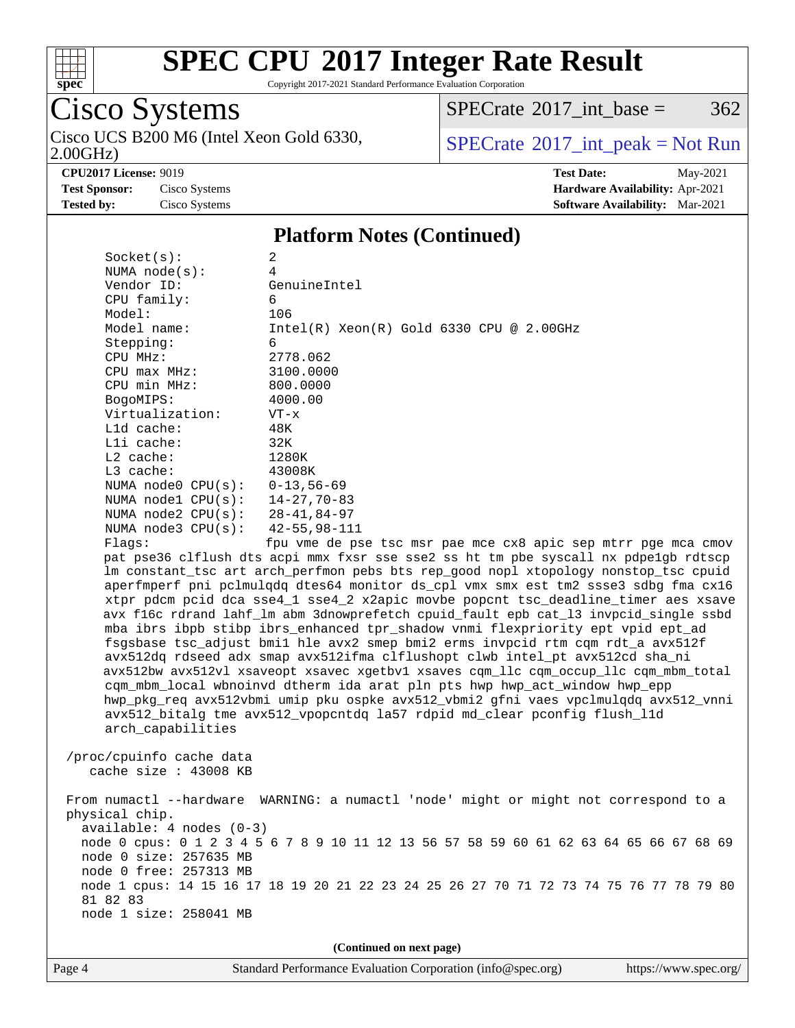## Platform Notes (Continued)

```
     Socket(s):             2
     NUMA node(s):          4
     Vendor ID:             GenuineIntel
     CPU family:            6
     Model:                 106
     Model name:            Intel(R) Xeon(R) Gold 6330 CPU @ 2.00GHz
     Stepping:              6
     CPU MHz:               2778.062
     CPU max MHz:           3100.0000
     CPU min MHz:           800.0000
     BogoMIPS:              4000.00
     Virtualization:        VT-x
     L1d cache:             48K
     L1i cache:             32K
     L2 cache:              1280K
     L3 cache:              43008K
     NUMA node0 CPU(s):     0-13,56-69
     NUMA node1 CPU(s):     14-27,70-83
     NUMA node2 CPU(s):     28-41,84-97
     NUMA node3 CPU(s):     42-55,98-111
     Flags:                 fpu vme de pse tsc msr pae mce cx8 apic sep mtrr pge mca cmov
     pat pse36 clflush dts acpi mmx fxsr sse sse2 ss ht tm pbe syscall nx pdpe1gb rdtscp
     lm constant_tsc art arch_perfmon pebs bts rep_good nopl xtopology nonstop_tsc cpuid
     aperfmperf pni pclmulqdq dtes64 monitor ds_cpl vmx smx est tm2 ssse3 sdbg fma cx16
     xtpr pdcm pcid dca sse4_1 sse4_2 x2apic movbe popcnt tsc_deadline_timer aes xsave
     avx f16c rdrand lahf_lm abm 3dnowprefetch cpuid_fault epb cat_l3 invpcid_single ssbd
     mba ibrs ibpb stibp ibrs_enhanced tpr_shadow vnmi flexpriority ept vpid ept_ad
     fsgsbase tsc_adjust bmi1 hle avx2 smep bmi2 erms invpcid rtm cqm rdt_a avx512f
     avx512dq rdseed adx smap avx512ifma clflushopt clwb intel_pt avx512cd sha_ni
     avx512bw avx512vl xsaveopt xsavec xgetbv1 xsaves cqm_llc cqm_occup_llc cqm_mbm_total
     cqm_mbm_local wbnoinvd dtherm ida arat pln pts hwp hwp_act_window hwp_epp
     hwp_pkg_req avx512vbmi umip pku ospke avx512_vbmi2 gfni vaes vpclmulqdq avx512_vnni
     avx512_bitalg tme avx512_vpopcntdq la57 rdpid md_clear pconfig flush_l1d
     arch_capabilities

 /proc/cpuinfo cache data
    cache size : 43008 KB

 From numactl --hardware  WARNING: a numactl 'node' might or might not correspond to a
 physical chip.
   available: 4 nodes (0-3)
   node 0 cpus: 0 1 2 3 4 5 6 7 8 9 10 11 12 13 56 57 58 59 60 61 62 63 64 65 66 67 68 69
   node 0 size: 257635 MB
   node 0 free: 257313 MB
   node 1 cpus: 14 15 16 17 18 19 20 21 22 23 24 25 26 27 70 71 72 73 74 75 76 77 78 79 80
   81 82 83
   node 1 size: 258041 MB
```

**(Continued on next page)**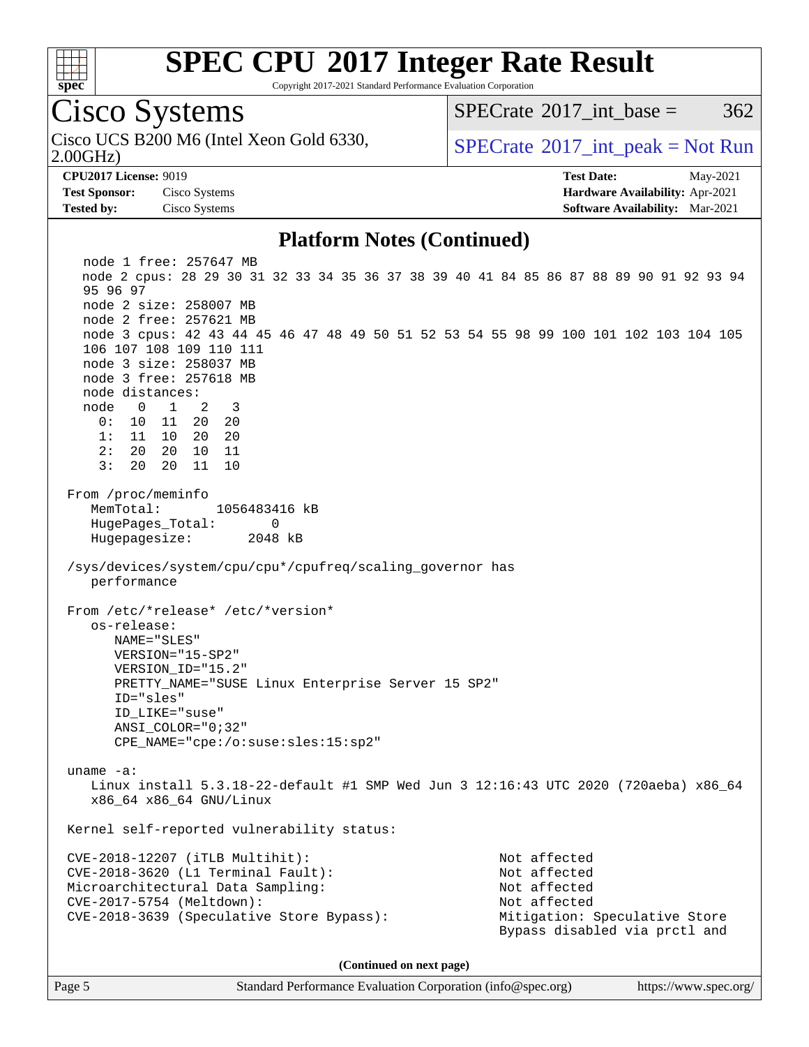## Platform Notes (Continued)

```
   node 1 free: 257647 MB
   node 2 cpus: 28 29 30 31 32 33 34 35 36 37 38 39 40 41 84 85 86 87 88 89 90 91 92 93 94
   95 96 97
   node 2 size: 258007 MB
   node 2 free: 257621 MB
   node 3 cpus: 42 43 44 45 46 47 48 49 50 51 52 53 54 55 98 99 100 101 102 103 104 105
   106 107 108 109 110 111
   node 3 size: 258037 MB
   node 3 free: 257618 MB
   node distances:
   node   0   1   2   3
     0:  10  11  20  20
     1:  11  10  20  20
     2:  20  20  10  11
     3:  20  20  11  10

 From /proc/meminfo
    MemTotal:       1056483416 kB
    HugePages_Total:       0
    Hugepagesize:       2048 kB

 /sys/devices/system/cpu/cpu*/cpufreq/scaling_governor has
    performance

 From /etc/*release* /etc/*version*
    os-release:
       NAME="SLES"
       VERSION="15-SP2"
       VERSION_ID="15.2"
       PRETTY_NAME="SUSE Linux Enterprise Server 15 SP2"
       ID="sles"
       ID_LIKE="suse"
       ANSI_COLOR="0;32"
       CPE_NAME="cpe:/o:suse:sles:15:sp2"

 uname -a:
    Linux install 5.3.18-22-default #1 SMP Wed Jun 3 12:16:43 UTC 2020 (720aeba) x86_64
    x86_64 x86_64 GNU/Linux

 Kernel self-reported vulnerability status:

 CVE-2018-12207 (iTLB Multihit):                           Not affected
 CVE-2018-3620 (L1 Terminal Fault):                        Not affected
 Microarchitectural Data Sampling:                         Not affected
 CVE-2017-5754 (Meltdown):                                 Not affected
 CVE-2018-3639 (Speculative Store Bypass):                 Mitigation: Speculative Store
                                                           Bypass disabled via prctl and
```

**(Continued on next page)**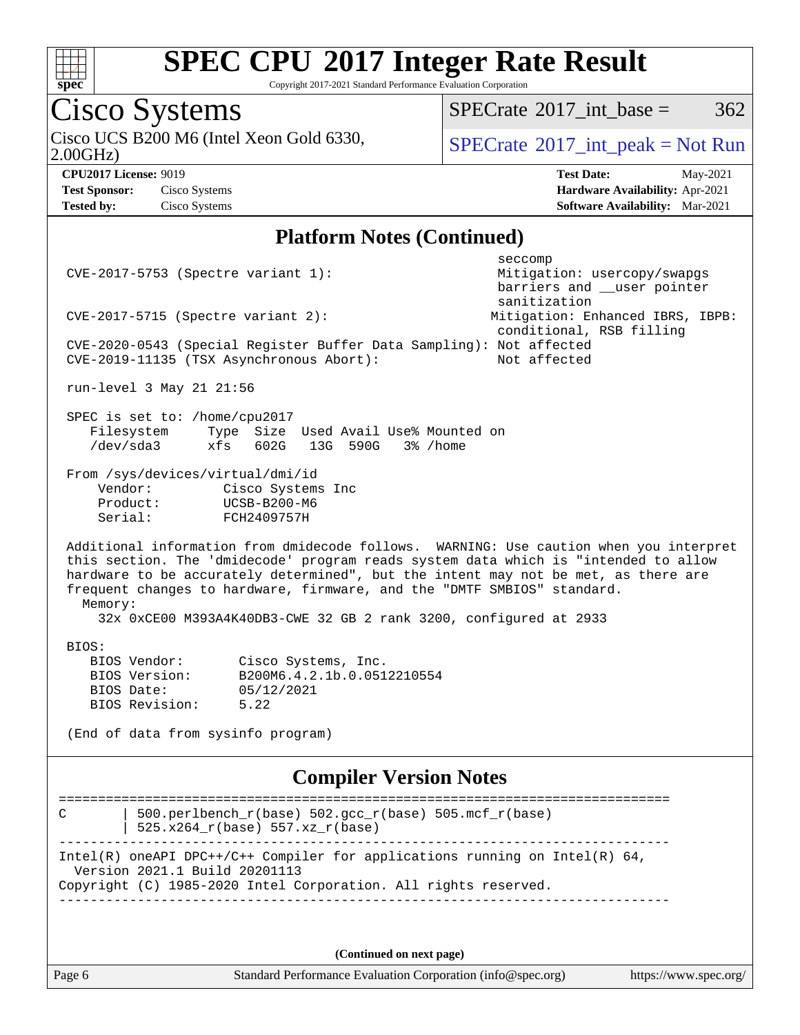# SPEC CPU 2017 Integer Rate Result

Copyright 2017-2021 Standard Performance Evaluation Corporation

## Cisco Systems

Cisco UCS B200 M6 (Intel Xeon Gold 6330, 2.00GHz)

SPECrate 2017_int_base = 362

SPECrate 2017_int_peak = Not Run

**CPU2017 License:** 9019
**Test Sponsor:** Cisco Systems
**Tested by:** Cisco Systems

**Test Date:** May-2021
**Hardware Availability:** Apr-2021
**Software Availability:** Mar-2021

## Platform Notes (Continued)

```
                                                          seccomp
 CVE-2017-5753 (Spectre variant 1):                       Mitigation: usercopy/swapgs
                                                          barriers and __user pointer
                                                          sanitization
 CVE-2017-5715 (Spectre variant 2):                      Mitigation: Enhanced IBRS, IBPB:
                                                          conditional, RSB filling
 CVE-2020-0543 (Special Register Buffer Data Sampling): Not affected
 CVE-2019-11135 (TSX Asynchronous Abort):                 Not affected

 run-level 3 May 21 21:56

 SPEC is set to: /home/cpu2017
    Filesystem     Type  Size  Used Avail Use% Mounted on
    /dev/sda3      xfs   602G   13G  590G   3% /home

 From /sys/devices/virtual/dmi/id
     Vendor:         Cisco Systems Inc
     Product:        UCSB-B200-M6
     Serial:         FCH2409757H

 Additional information from dmidecode follows.  WARNING: Use caution when you interpret
 this section. The 'dmidecode' program reads system data which is "intended to allow
 hardware to be accurately determined", but the intent may not be met, as there are
 frequent changes to hardware, firmware, and the "DMTF SMBIOS" standard.
   Memory:
     32x 0xCE00 M393A4K40DB3-CWE 32 GB 2 rank 3200, configured at 2933

 BIOS:
    BIOS Vendor:       Cisco Systems, Inc.
    BIOS Version:      B200M6.4.2.1b.0.0512210554
    BIOS Date:         05/12/2021
    BIOS Revision:     5.22

 (End of data from sysinfo program)
```

## Compiler Version Notes

```
==============================================================================
C       | 500.perlbench_r(base) 502.gcc_r(base) 505.mcf_r(base)
        | 525.x264_r(base) 557.xz_r(base)
------------------------------------------------------------------------------
Intel(R) oneAPI DPC++/C++ Compiler for applications running on Intel(R) 64,
  Version 2021.1 Build 20201113
Copyright (C) 1985-2020 Intel Corporation. All rights reserved.
------------------------------------------------------------------------------
```

(Continued on next page)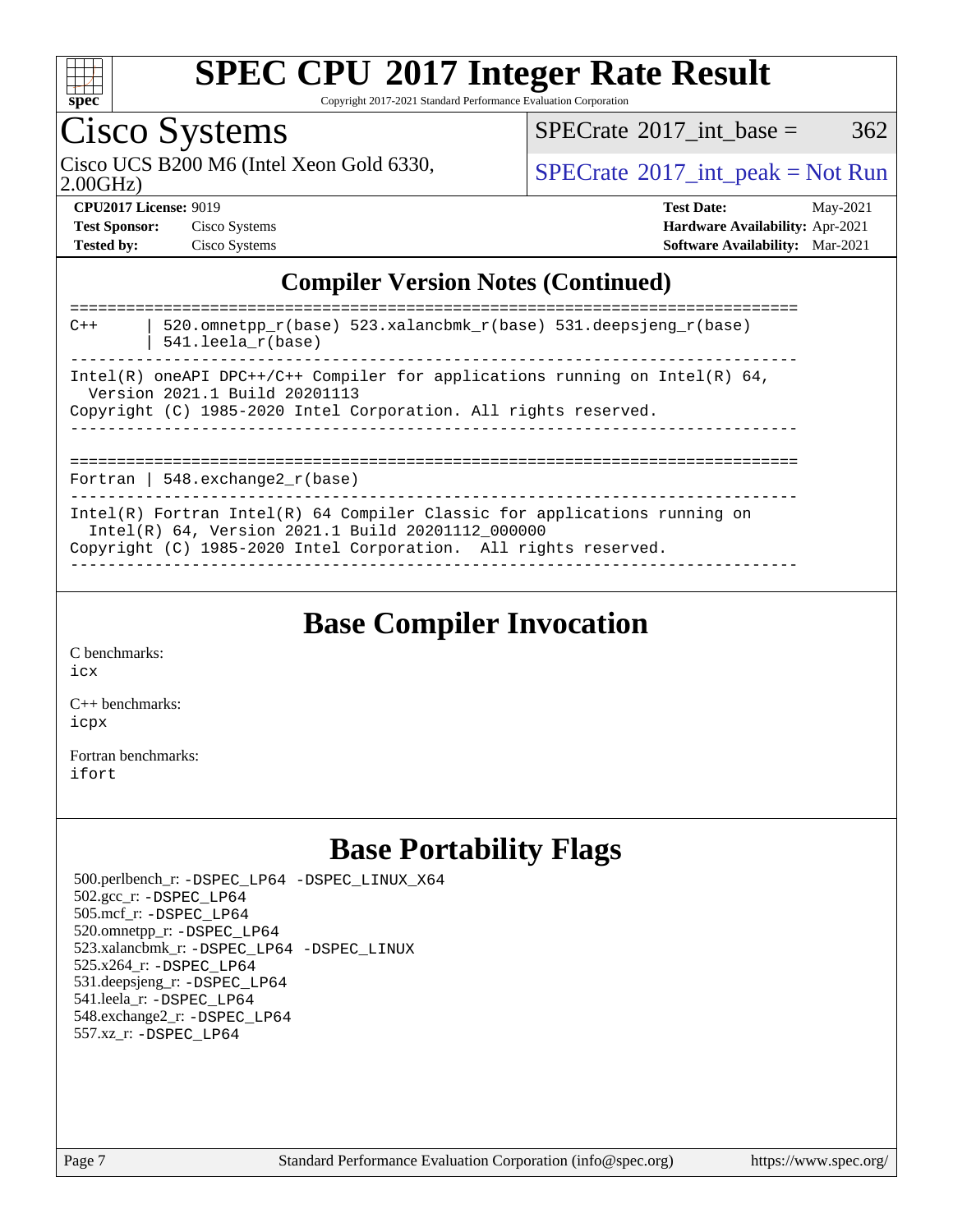## Compiler Version Notes (Continued)

```
==============================================================================
C++     | 520.omnetpp_r(base) 523.xalancbmk_r(base) 531.deepsjeng_r(base)
        | 541.leela_r(base)
------------------------------------------------------------------------------
Intel(R) oneAPI DPC++/C++ Compiler for applications running on Intel(R) 64,
  Version 2021.1 Build 20201113
Copyright (C) 1985-2020 Intel Corporation. All rights reserved.
------------------------------------------------------------------------------

==============================================================================
Fortran | 548.exchange2_r(base)
------------------------------------------------------------------------------
Intel(R) Fortran Intel(R) 64 Compiler Classic for applications running on
  Intel(R) 64, Version 2021.1 Build 20201112_000000
Copyright (C) 1985-2020 Intel Corporation.  All rights reserved.
------------------------------------------------------------------------------
```

## Base Compiler Invocation

C benchmarks:
icx

C++ benchmarks:
icpx

Fortran benchmarks:
ifort

## Base Portability Flags

500.perlbench_r: -DSPEC_LP64 -DSPEC_LINUX_X64
502.gcc_r: -DSPEC_LP64
505.mcf_r: -DSPEC_LP64
520.omnetpp_r: -DSPEC_LP64
523.xalancbmk_r: -DSPEC_LP64 -DSPEC_LINUX
525.x264_r: -DSPEC_LP64
531.deepsjeng_r: -DSPEC_LP64
541.leela_r: -DSPEC_LP64
548.exchange2_r: -DSPEC_LP64
557.xz_r: -DSPEC_LP64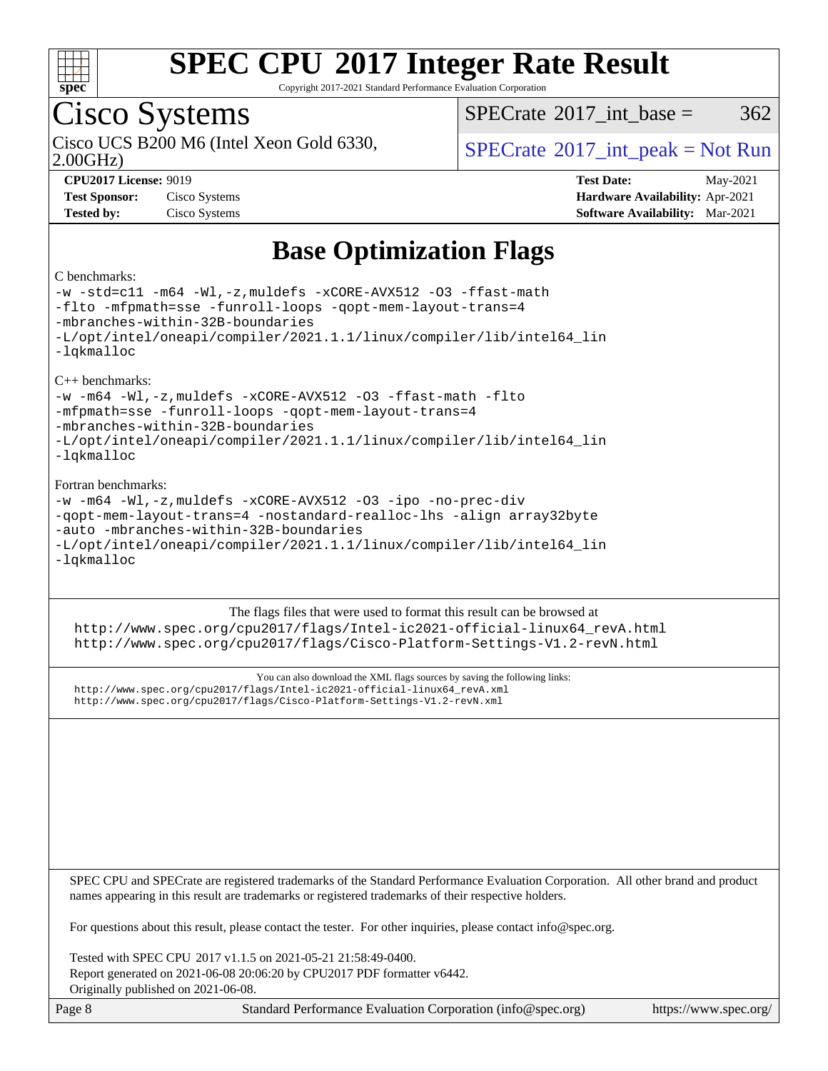# SPEC CPU 2017 Integer Rate Result

Copyright 2017-2021 Standard Performance Evaluation Corporation

## Cisco Systems

Cisco UCS B200 M6 (Intel Xeon Gold 6330, 2.00GHz)

SPECrate 2017_int_base = 362

SPECrate 2017_int_peak = Not Run

**CPU2017 License:** 9019
**Test Sponsor:** Cisco Systems
**Tested by:** Cisco Systems

**Test Date:** May-2021
**Hardware Availability:** Apr-2021
**Software Availability:** Mar-2021

# Base Optimization Flags

C benchmarks:

```
-w -std=c11 -m64 -Wl,-z,muldefs -xCORE-AVX512 -O3 -ffast-math
-flto -mfpmath=sse -funroll-loops -qopt-mem-layout-trans=4
-mbranches-within-32B-boundaries
-L/opt/intel/oneapi/compiler/2021.1.1/linux/compiler/lib/intel64_lin
-lqkmalloc
```

C++ benchmarks:

```
-w -m64 -Wl,-z,muldefs -xCORE-AVX512 -O3 -ffast-math -flto
-mfpmath=sse -funroll-loops -qopt-mem-layout-trans=4
-mbranches-within-32B-boundaries
-L/opt/intel/oneapi/compiler/2021.1.1/linux/compiler/lib/intel64_lin
-lqkmalloc
```

Fortran benchmarks:

```
-w -m64 -Wl,-z,muldefs -xCORE-AVX512 -O3 -ipo -no-prec-div
-qopt-mem-layout-trans=4 -nostandard-realloc-lhs -align array32byte
-auto -mbranches-within-32B-boundaries
-L/opt/intel/oneapi/compiler/2021.1.1/linux/compiler/lib/intel64_lin
-lqkmalloc
```

The flags files that were used to format this result can be browsed at
http://www.spec.org/cpu2017/flags/Intel-ic2021-official-linux64_revA.html
http://www.spec.org/cpu2017/flags/Cisco-Platform-Settings-V1.2-revN.html

You can also download the XML flags sources by saving the following links:
http://www.spec.org/cpu2017/flags/Intel-ic2021-official-linux64_revA.xml
http://www.spec.org/cpu2017/flags/Cisco-Platform-Settings-V1.2-revN.xml

SPEC CPU and SPECrate are registered trademarks of the Standard Performance Evaluation Corporation. All other brand and product names appearing in this result are trademarks or registered trademarks of their respective holders.

For questions about this result, please contact the tester. For other inquiries, please contact info@spec.org.

Tested with SPEC CPU 2017 v1.1.5 on 2021-05-21 21:58:49-0400.
Report generated on 2021-06-08 20:06:20 by CPU2017 PDF formatter v6442.
Originally published on 2021-06-08.